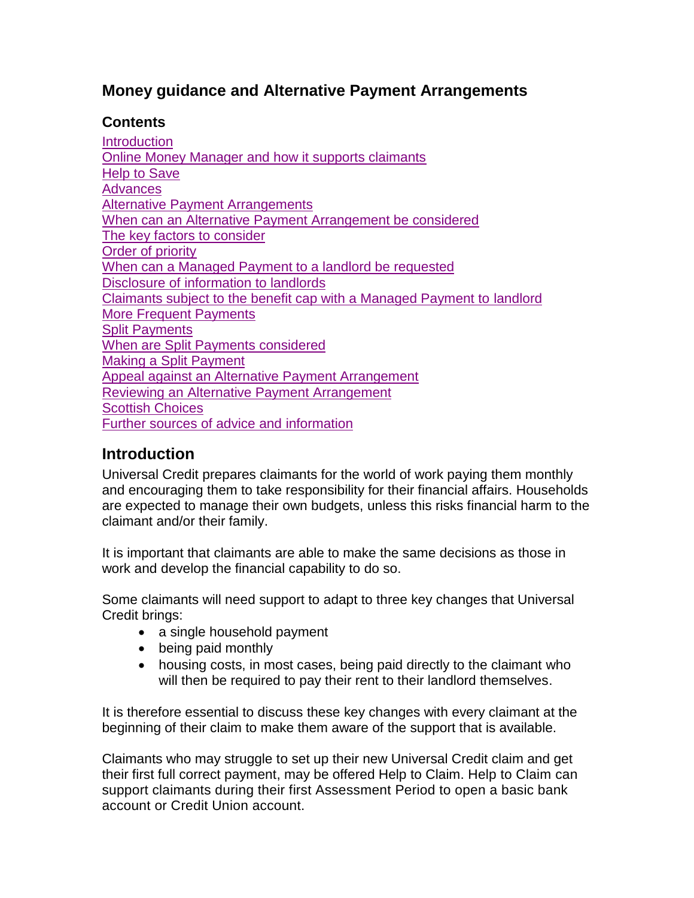# Money guidance and Alternative Payment Arrangements

## Contents

Introduction
Online Money Manager and how it supports claimants
Help to Save
Advances
Alternative Payment Arrangements
When can an Alternative Payment Arrangement be considered
The key factors to consider
Order of priority
When can a Managed Payment to a landlord be requested
Disclosure of information to landlords
Claimants subject to the benefit cap with a Managed Payment to landlord
More Frequent Payments
Split Payments
When are Split Payments considered
Making a Split Payment
Appeal against an Alternative Payment Arrangement
Reviewing an Alternative Payment Arrangement
Scottish Choices
Further sources of advice and information

## Introduction

Universal Credit prepares claimants for the world of work paying them monthly and encouraging them to take responsibility for their financial affairs. Households are expected to manage their own budgets, unless this risks financial harm to the claimant and/or their family.

It is important that claimants are able to make the same decisions as those in work and develop the financial capability to do so.

Some claimants will need support to adapt to three key changes that Universal Credit brings:

- a single household payment
- being paid monthly
- housing costs, in most cases, being paid directly to the claimant who will then be required to pay their rent to their landlord themselves.

It is therefore essential to discuss these key changes with every claimant at the beginning of their claim to make them aware of the support that is available.

Claimants who may struggle to set up their new Universal Credit claim and get their first full correct payment, may be offered Help to Claim. Help to Claim can support claimants during their first Assessment Period to open a basic bank account or Credit Union account.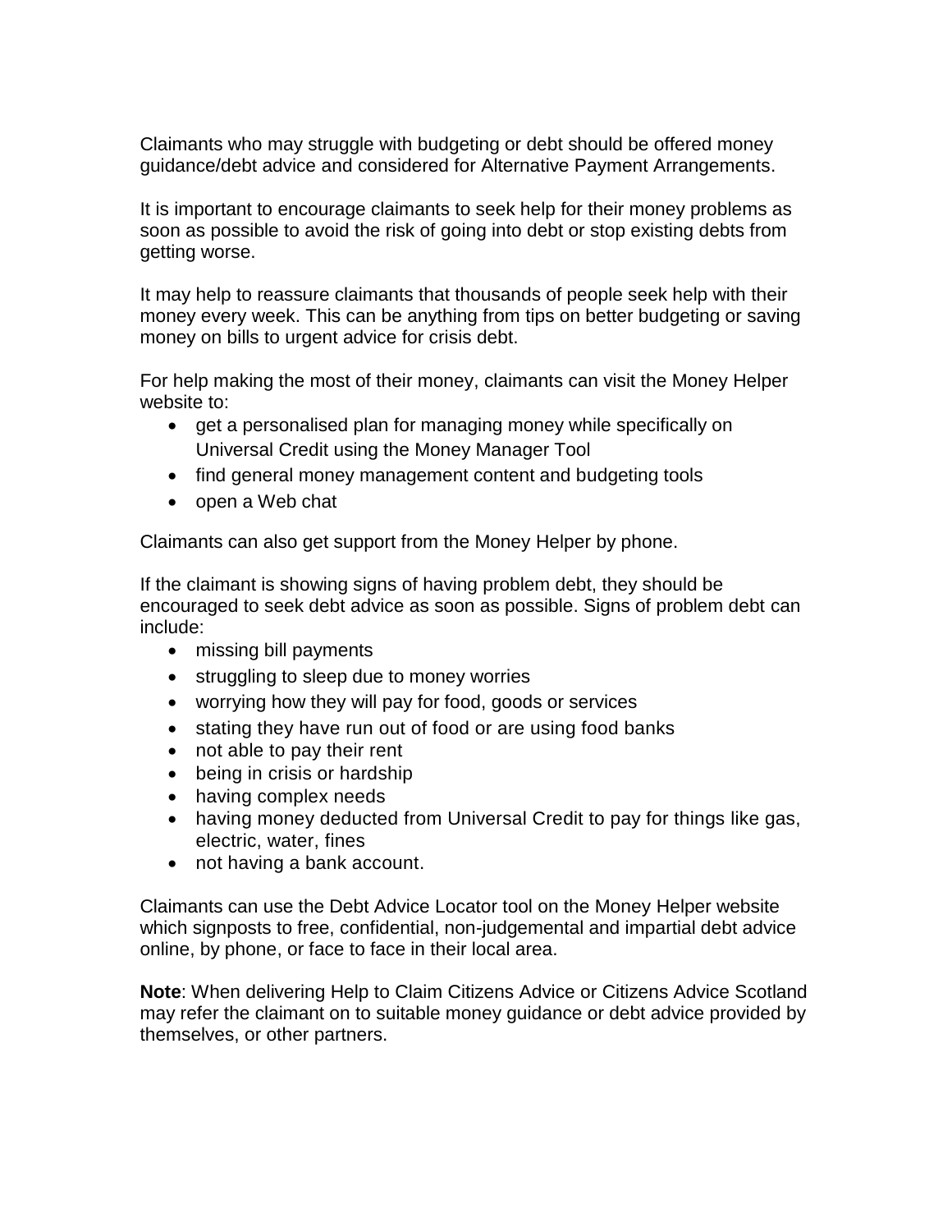Claimants who may struggle with budgeting or debt should be offered money guidance/debt advice and considered for Alternative Payment Arrangements.

It is important to encourage claimants to seek help for their money problems as soon as possible to avoid the risk of going into debt or stop existing debts from getting worse.

It may help to reassure claimants that thousands of people seek help with their money every week. This can be anything from tips on better budgeting or saving money on bills to urgent advice for crisis debt.

For help making the most of their money, claimants can visit the Money Helper website to:

- get a personalised plan for managing money while specifically on Universal Credit using the Money Manager Tool
- find general money management content and budgeting tools
- open a Web chat

Claimants can also get support from the Money Helper by phone.

If the claimant is showing signs of having problem debt, they should be encouraged to seek debt advice as soon as possible. Signs of problem debt can include:

- missing bill payments
- struggling to sleep due to money worries
- worrying how they will pay for food, goods or services
- stating they have run out of food or are using food banks
- not able to pay their rent
- being in crisis or hardship
- having complex needs
- having money deducted from Universal Credit to pay for things like gas, electric, water, fines
- not having a bank account.

Claimants can use the Debt Advice Locator tool on the Money Helper website which signposts to free, confidential, non-judgemental and impartial debt advice online, by phone, or face to face in their local area.

**Note**: When delivering Help to Claim Citizens Advice or Citizens Advice Scotland may refer the claimant on to suitable money guidance or debt advice provided by themselves, or other partners.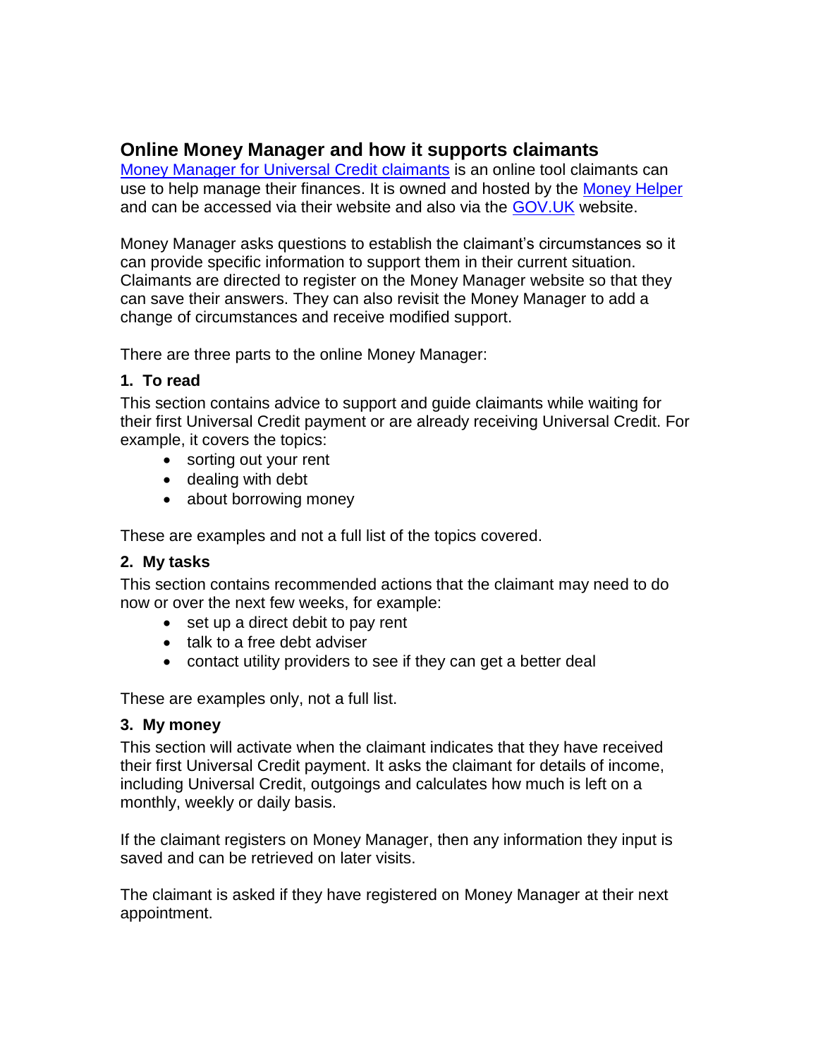## Online Money Manager and how it supports claimants

Money Manager for Universal Credit claimants is an online tool claimants can use to help manage their finances. It is owned and hosted by the Money Helper and can be accessed via their website and also via the GOV.UK website.

Money Manager asks questions to establish the claimant's circumstances so it can provide specific information to support them in their current situation. Claimants are directed to register on the Money Manager website so that they can save their answers. They can also revisit the Money Manager to add a change of circumstances and receive modified support.

There are three parts to the online Money Manager:

### 1. To read

This section contains advice to support and guide claimants while waiting for their first Universal Credit payment or are already receiving Universal Credit. For example, it covers the topics:

- sorting out your rent
- dealing with debt
- about borrowing money

These are examples and not a full list of the topics covered.

### 2. My tasks

This section contains recommended actions that the claimant may need to do now or over the next few weeks, for example:

- set up a direct debit to pay rent
- talk to a free debt adviser
- contact utility providers to see if they can get a better deal

These are examples only, not a full list.

### 3. My money

This section will activate when the claimant indicates that they have received their first Universal Credit payment. It asks the claimant for details of income, including Universal Credit, outgoings and calculates how much is left on a monthly, weekly or daily basis.

If the claimant registers on Money Manager, then any information they input is saved and can be retrieved on later visits.

The claimant is asked if they have registered on Money Manager at their next appointment.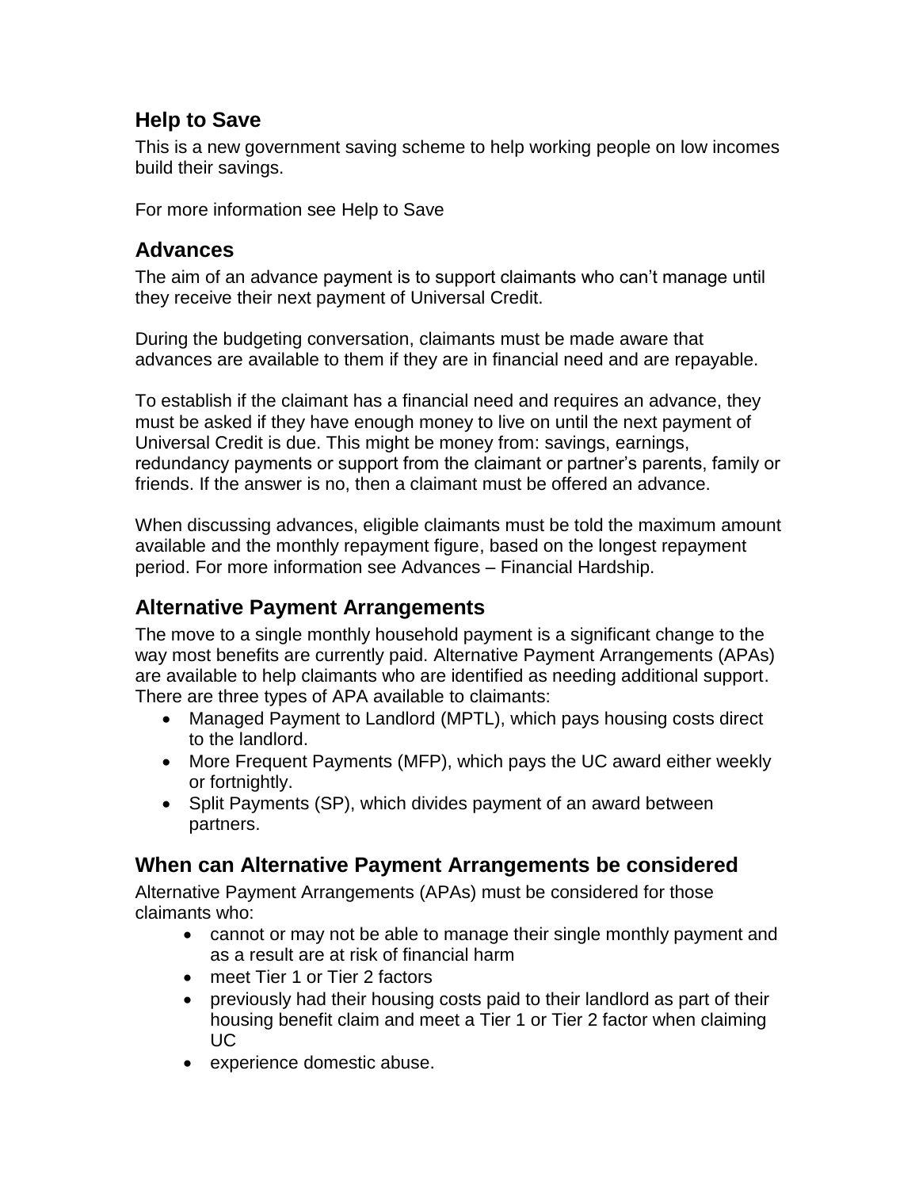## Help to Save

This is a new government saving scheme to help working people on low incomes build their savings.

For more information see Help to Save

## Advances

The aim of an advance payment is to support claimants who can't manage until they receive their next payment of Universal Credit.

During the budgeting conversation, claimants must be made aware that advances are available to them if they are in financial need and are repayable.

To establish if the claimant has a financial need and requires an advance, they must be asked if they have enough money to live on until the next payment of Universal Credit is due. This might be money from: savings, earnings, redundancy payments or support from the claimant or partner's parents, family or friends. If the answer is no, then a claimant must be offered an advance.

When discussing advances, eligible claimants must be told the maximum amount available and the monthly repayment figure, based on the longest repayment period. For more information see Advances – Financial Hardship.

## Alternative Payment Arrangements

The move to a single monthly household payment is a significant change to the way most benefits are currently paid. Alternative Payment Arrangements (APAs) are available to help claimants who are identified as needing additional support. There are three types of APA available to claimants:

- Managed Payment to Landlord (MPTL), which pays housing costs direct to the landlord.
- More Frequent Payments (MFP), which pays the UC award either weekly or fortnightly.
- Split Payments (SP), which divides payment of an award between partners.

## When can Alternative Payment Arrangements be considered

Alternative Payment Arrangements (APAs) must be considered for those claimants who:

- cannot or may not be able to manage their single monthly payment and as a result are at risk of financial harm
- meet Tier 1 or Tier 2 factors
- previously had their housing costs paid to their landlord as part of their housing benefit claim and meet a Tier 1 or Tier 2 factor when claiming UC
- experience domestic abuse.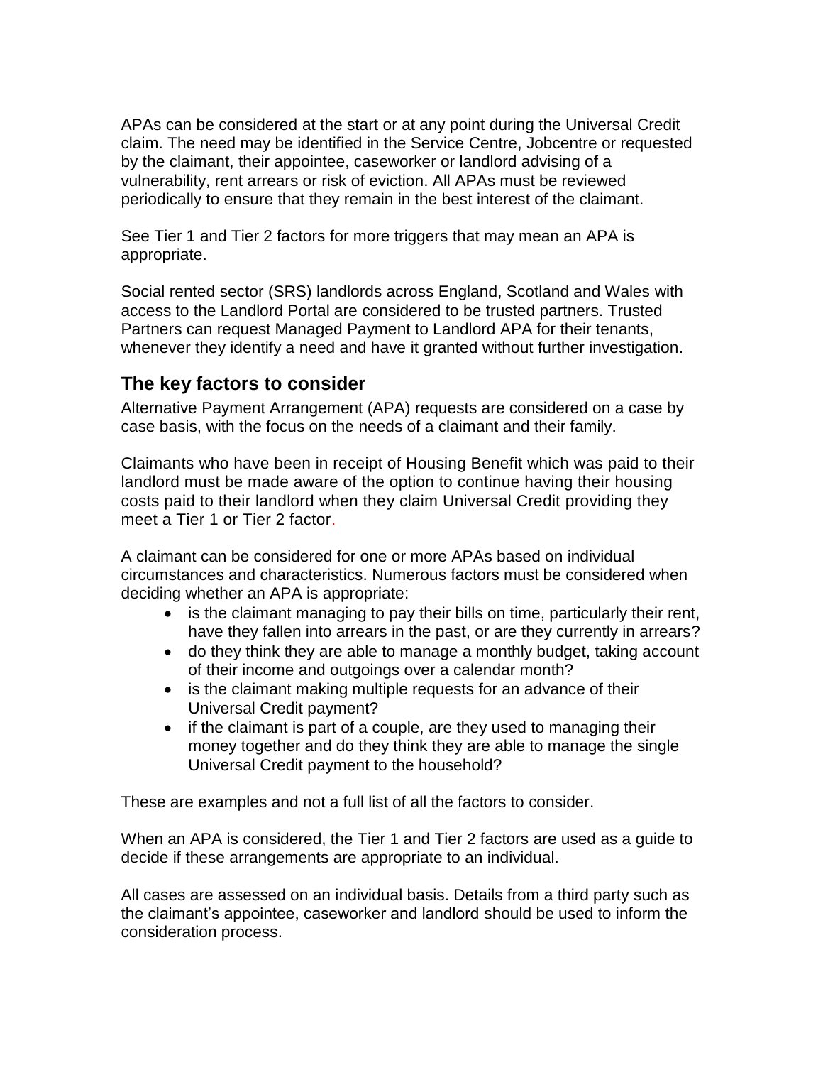APAs can be considered at the start or at any point during the Universal Credit claim. The need may be identified in the Service Centre, Jobcentre or requested by the claimant, their appointee, caseworker or landlord advising of a vulnerability, rent arrears or risk of eviction. All APAs must be reviewed periodically to ensure that they remain in the best interest of the claimant.

See Tier 1 and Tier 2 factors for more triggers that may mean an APA is appropriate.

Social rented sector (SRS) landlords across England, Scotland and Wales with access to the Landlord Portal are considered to be trusted partners. Trusted Partners can request Managed Payment to Landlord APA for their tenants, whenever they identify a need and have it granted without further investigation.

## The key factors to consider

Alternative Payment Arrangement (APA) requests are considered on a case by case basis, with the focus on the needs of a claimant and their family.

Claimants who have been in receipt of Housing Benefit which was paid to their landlord must be made aware of the option to continue having their housing costs paid to their landlord when they claim Universal Credit providing they meet a Tier 1 or Tier 2 factor.

A claimant can be considered for one or more APAs based on individual circumstances and characteristics. Numerous factors must be considered when deciding whether an APA is appropriate:

- is the claimant managing to pay their bills on time, particularly their rent, have they fallen into arrears in the past, or are they currently in arrears?
- do they think they are able to manage a monthly budget, taking account of their income and outgoings over a calendar month?
- is the claimant making multiple requests for an advance of their Universal Credit payment?
- if the claimant is part of a couple, are they used to managing their money together and do they think they are able to manage the single Universal Credit payment to the household?

These are examples and not a full list of all the factors to consider.

When an APA is considered, the Tier 1 and Tier 2 factors are used as a guide to decide if these arrangements are appropriate to an individual.

All cases are assessed on an individual basis. Details from a third party such as the claimant's appointee, caseworker and landlord should be used to inform the consideration process.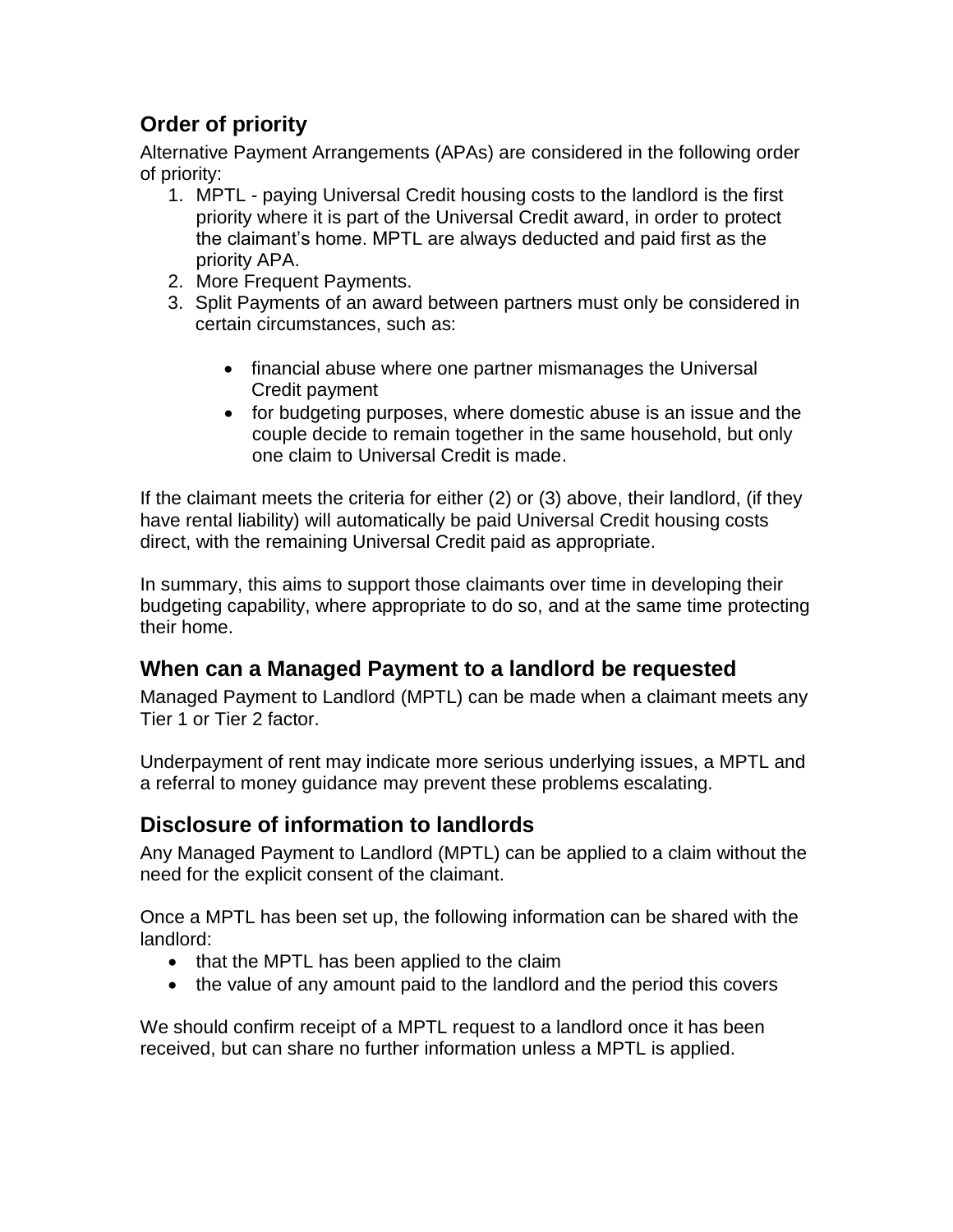## Order of priority

Alternative Payment Arrangements (APAs) are considered in the following order of priority:

1. MPTL - paying Universal Credit housing costs to the landlord is the first priority where it is part of the Universal Credit award, in order to protect the claimant's home. MPTL are always deducted and paid first as the priority APA.
2. More Frequent Payments.
3. Split Payments of an award between partners must only be considered in certain circumstances, such as:

    - financial abuse where one partner mismanages the Universal Credit payment
    - for budgeting purposes, where domestic abuse is an issue and the couple decide to remain together in the same household, but only one claim to Universal Credit is made.

If the claimant meets the criteria for either (2) or (3) above, their landlord, (if they have rental liability) will automatically be paid Universal Credit housing costs direct, with the remaining Universal Credit paid as appropriate.

In summary, this aims to support those claimants over time in developing their budgeting capability, where appropriate to do so, and at the same time protecting their home.

## When can a Managed Payment to a landlord be requested

Managed Payment to Landlord (MPTL) can be made when a claimant meets any Tier 1 or Tier 2 factor.

Underpayment of rent may indicate more serious underlying issues, a MPTL and a referral to money guidance may prevent these problems escalating.

## Disclosure of information to landlords

Any Managed Payment to Landlord (MPTL) can be applied to a claim without the need for the explicit consent of the claimant.

Once a MPTL has been set up, the following information can be shared with the landlord:

- that the MPTL has been applied to the claim
- the value of any amount paid to the landlord and the period this covers

We should confirm receipt of a MPTL request to a landlord once it has been received, but can share no further information unless a MPTL is applied.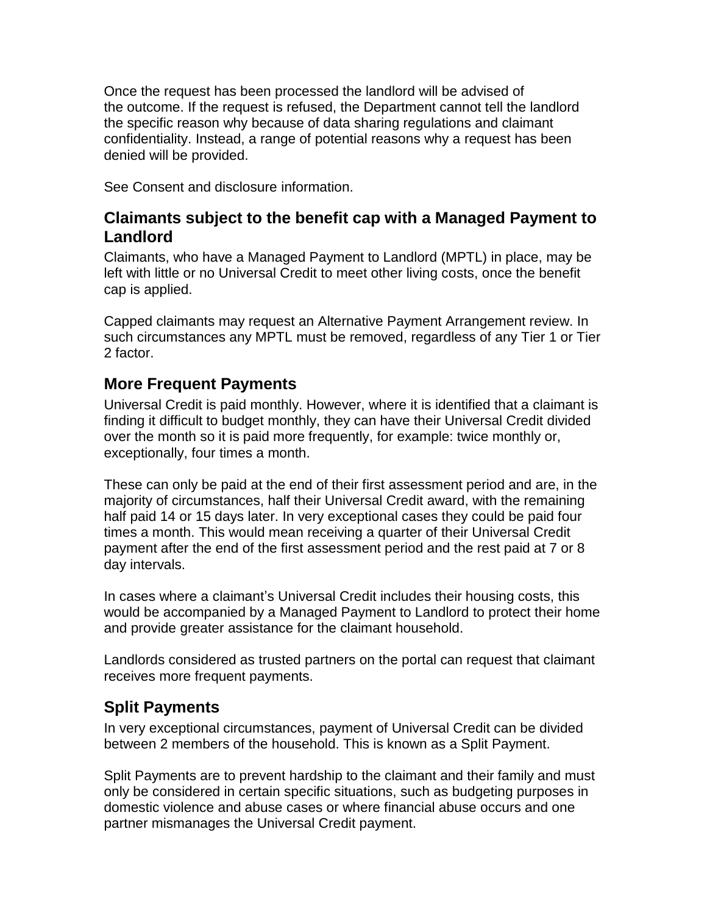Once the request has been processed the landlord will be advised of the outcome. If the request is refused, the Department cannot tell the landlord the specific reason why because of data sharing regulations and claimant confidentiality. Instead, a range of potential reasons why a request has been denied will be provided.

See Consent and disclosure information.

## Claimants subject to the benefit cap with a Managed Payment to Landlord

Claimants, who have a Managed Payment to Landlord (MPTL) in place, may be left with little or no Universal Credit to meet other living costs, once the benefit cap is applied.

Capped claimants may request an Alternative Payment Arrangement review. In such circumstances any MPTL must be removed, regardless of any Tier 1 or Tier 2 factor.

## More Frequent Payments

Universal Credit is paid monthly. However, where it is identified that a claimant is finding it difficult to budget monthly, they can have their Universal Credit divided over the month so it is paid more frequently, for example: twice monthly or, exceptionally, four times a month.

These can only be paid at the end of their first assessment period and are, in the majority of circumstances, half their Universal Credit award, with the remaining half paid 14 or 15 days later. In very exceptional cases they could be paid four times a month. This would mean receiving a quarter of their Universal Credit payment after the end of the first assessment period and the rest paid at 7 or 8 day intervals.

In cases where a claimant's Universal Credit includes their housing costs, this would be accompanied by a Managed Payment to Landlord to protect their home and provide greater assistance for the claimant household.

Landlords considered as trusted partners on the portal can request that claimant receives more frequent payments.

## Split Payments

In very exceptional circumstances, payment of Universal Credit can be divided between 2 members of the household. This is known as a Split Payment.

Split Payments are to prevent hardship to the claimant and their family and must only be considered in certain specific situations, such as budgeting purposes in domestic violence and abuse cases or where financial abuse occurs and one partner mismanages the Universal Credit payment.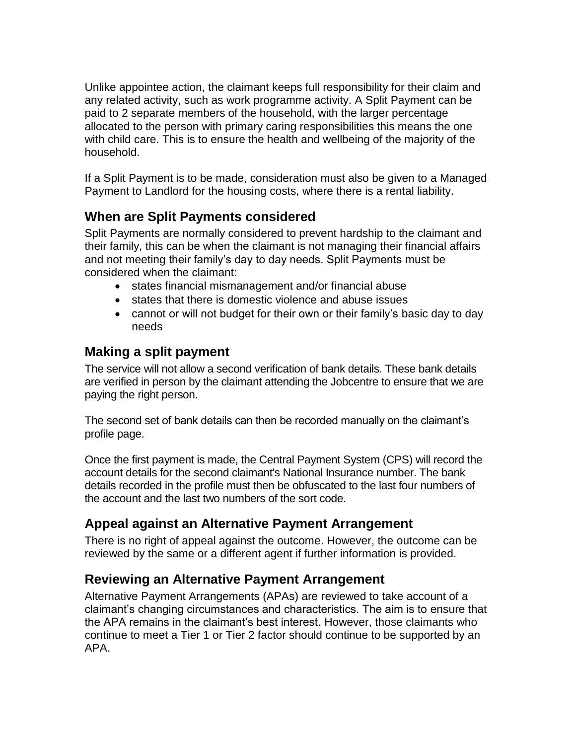Unlike appointee action, the claimant keeps full responsibility for their claim and any related activity, such as work programme activity. A Split Payment can be paid to 2 separate members of the household, with the larger percentage allocated to the person with primary caring responsibilities this means the one with child care. This is to ensure the health and wellbeing of the majority of the household.

If a Split Payment is to be made, consideration must also be given to a Managed Payment to Landlord for the housing costs, where there is a rental liability.

## When are Split Payments considered

Split Payments are normally considered to prevent hardship to the claimant and their family, this can be when the claimant is not managing their financial affairs and not meeting their family's day to day needs. Split Payments must be considered when the claimant:

- states financial mismanagement and/or financial abuse
- states that there is domestic violence and abuse issues
- cannot or will not budget for their own or their family's basic day to day needs

## Making a split payment

The service will not allow a second verification of bank details. These bank details are verified in person by the claimant attending the Jobcentre to ensure that we are paying the right person.

The second set of bank details can then be recorded manually on the claimant's profile page.

Once the first payment is made, the Central Payment System (CPS) will record the account details for the second claimant's National Insurance number. The bank details recorded in the profile must then be obfuscated to the last four numbers of the account and the last two numbers of the sort code.

## Appeal against an Alternative Payment Arrangement

There is no right of appeal against the outcome. However, the outcome can be reviewed by the same or a different agent if further information is provided.

## Reviewing an Alternative Payment Arrangement

Alternative Payment Arrangements (APAs) are reviewed to take account of a claimant's changing circumstances and characteristics. The aim is to ensure that the APA remains in the claimant's best interest. However, those claimants who continue to meet a Tier 1 or Tier 2 factor should continue to be supported by an APA.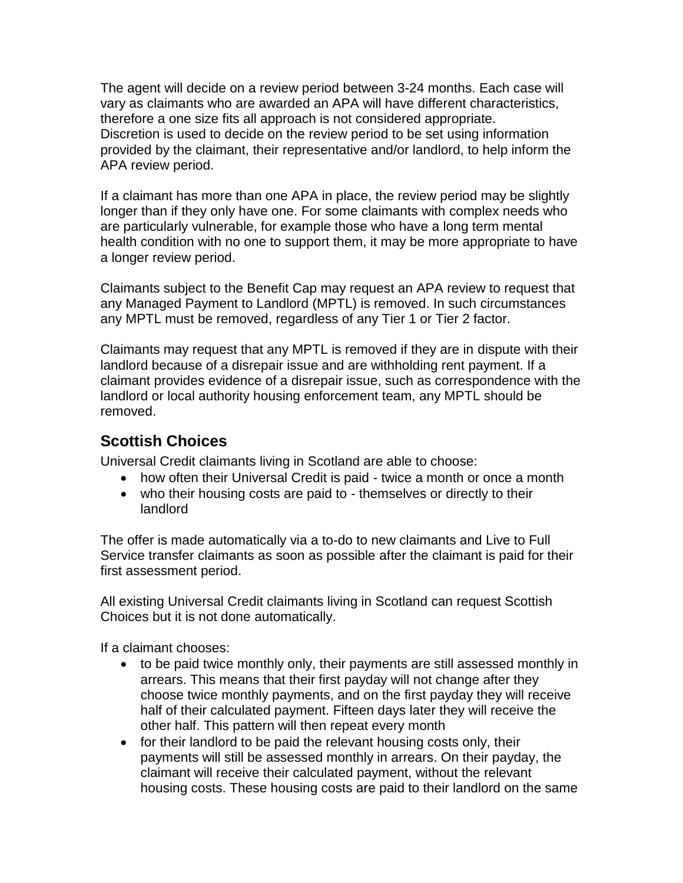The agent will decide on a review period between 3-24 months. Each case will vary as claimants who are awarded an APA will have different characteristics, therefore a one size fits all approach is not considered appropriate. Discretion is used to decide on the review period to be set using information provided by the claimant, their representative and/or landlord, to help inform the APA review period.

If a claimant has more than one APA in place, the review period may be slightly longer than if they only have one. For some claimants with complex needs who are particularly vulnerable, for example those who have a long term mental health condition with no one to support them, it may be more appropriate to have a longer review period.

Claimants subject to the Benefit Cap may request an APA review to request that any Managed Payment to Landlord (MPTL) is removed. In such circumstances any MPTL must be removed, regardless of any Tier 1 or Tier 2 factor.

Claimants may request that any MPTL is removed if they are in dispute with their landlord because of a disrepair issue and are withholding rent payment. If a claimant provides evidence of a disrepair issue, such as correspondence with the landlord or local authority housing enforcement team, any MPTL should be removed.

## Scottish Choices

Universal Credit claimants living in Scotland are able to choose:

- how often their Universal Credit is paid - twice a month or once a month
- who their housing costs are paid to - themselves or directly to their landlord

The offer is made automatically via a to-do to new claimants and Live to Full Service transfer claimants as soon as possible after the claimant is paid for their first assessment period.

All existing Universal Credit claimants living in Scotland can request Scottish Choices but it is not done automatically.

If a claimant chooses:

- to be paid twice monthly only, their payments are still assessed monthly in arrears. This means that their first payday will not change after they choose twice monthly payments, and on the first payday they will receive half of their calculated payment. Fifteen days later they will receive the other half. This pattern will then repeat every month
- for their landlord to be paid the relevant housing costs only, their payments will still be assessed monthly in arrears. On their payday, the claimant will receive their calculated payment, without the relevant housing costs. These housing costs are paid to their landlord on the same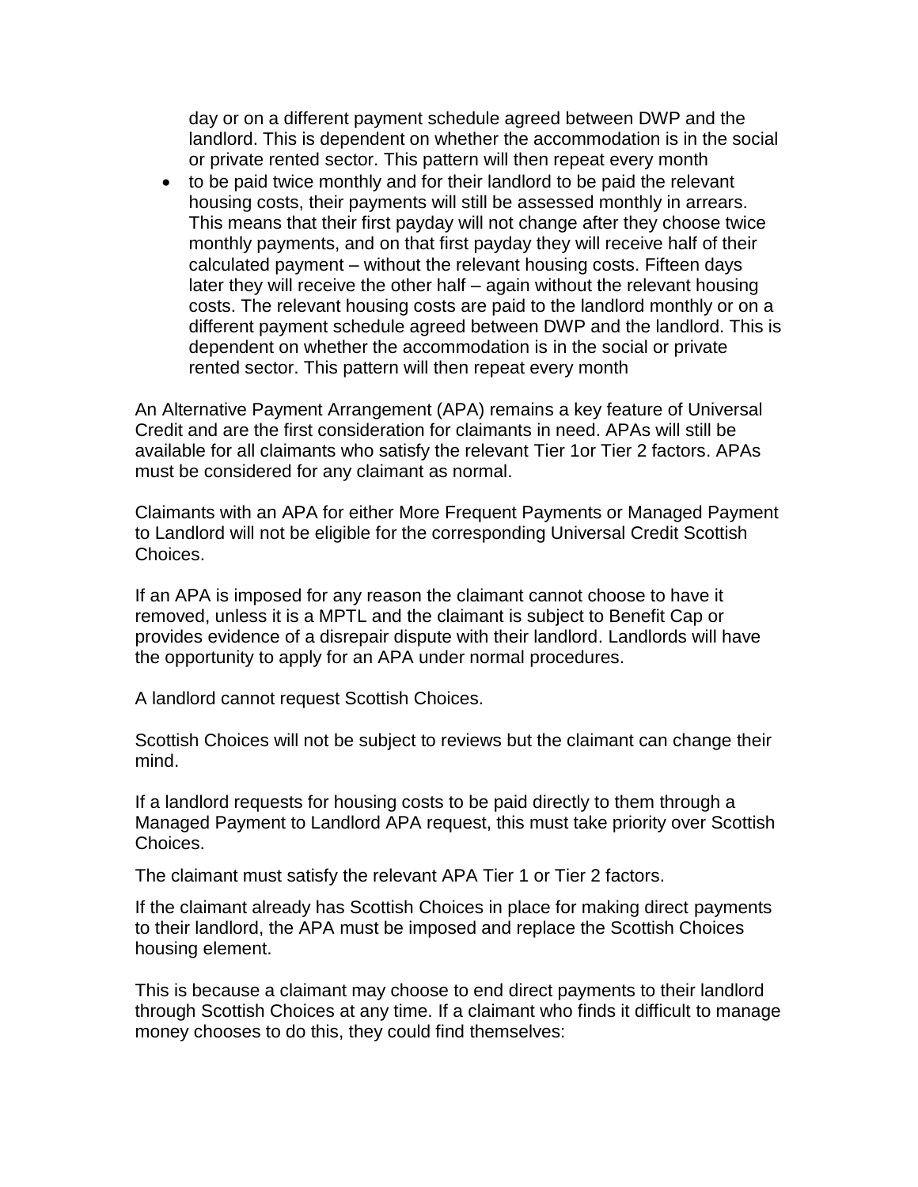day or on a different payment schedule agreed between DWP and the landlord. This is dependent on whether the accommodation is in the social or private rented sector. This pattern will then repeat every month

- to be paid twice monthly and for their landlord to be paid the relevant housing costs, their payments will still be assessed monthly in arrears. This means that their first payday will not change after they choose twice monthly payments, and on that first payday they will receive half of their calculated payment – without the relevant housing costs. Fifteen days later they will receive the other half – again without the relevant housing costs. The relevant housing costs are paid to the landlord monthly or on a different payment schedule agreed between DWP and the landlord. This is dependent on whether the accommodation is in the social or private rented sector. This pattern will then repeat every month

An Alternative Payment Arrangement (APA) remains a key feature of Universal Credit and are the first consideration for claimants in need. APAs will still be available for all claimants who satisfy the relevant Tier 1or Tier 2 factors. APAs must be considered for any claimant as normal.

Claimants with an APA for either More Frequent Payments or Managed Payment to Landlord will not be eligible for the corresponding Universal Credit Scottish Choices.

If an APA is imposed for any reason the claimant cannot choose to have it removed, unless it is a MPTL and the claimant is subject to Benefit Cap or provides evidence of a disrepair dispute with their landlord. Landlords will have the opportunity to apply for an APA under normal procedures.

A landlord cannot request Scottish Choices.

Scottish Choices will not be subject to reviews but the claimant can change their mind.

If a landlord requests for housing costs to be paid directly to them through a Managed Payment to Landlord APA request, this must take priority over Scottish Choices.

The claimant must satisfy the relevant APA Tier 1 or Tier 2 factors.

If the claimant already has Scottish Choices in place for making direct payments to their landlord, the APA must be imposed and replace the Scottish Choices housing element.

This is because a claimant may choose to end direct payments to their landlord through Scottish Choices at any time. If a claimant who finds it difficult to manage money chooses to do this, they could find themselves: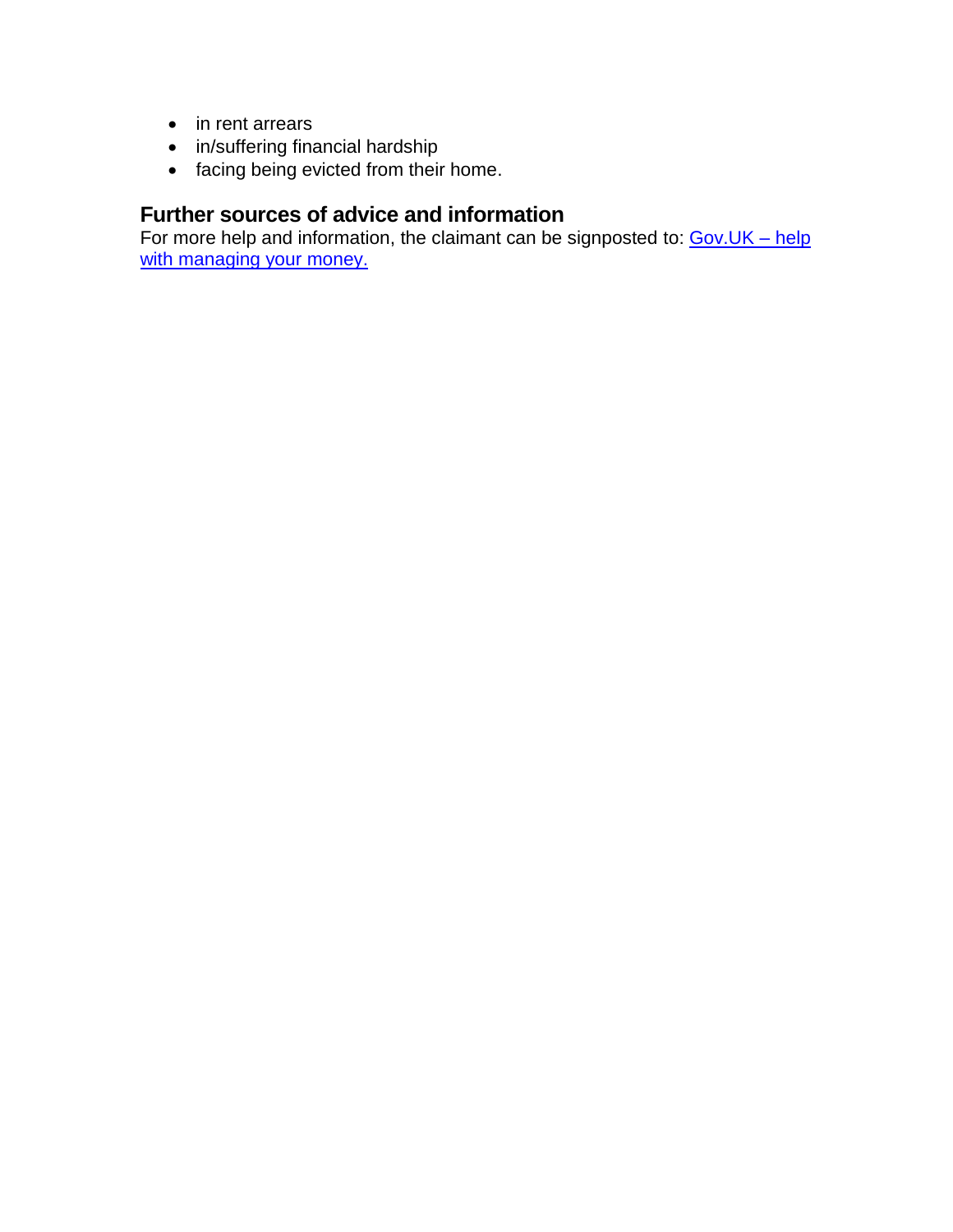- in rent arrears
- in/suffering financial hardship
- facing being evicted from their home.

## Further sources of advice and information

For more help and information, the claimant can be signposted to: [Gov.UK – help with managing your money.]()